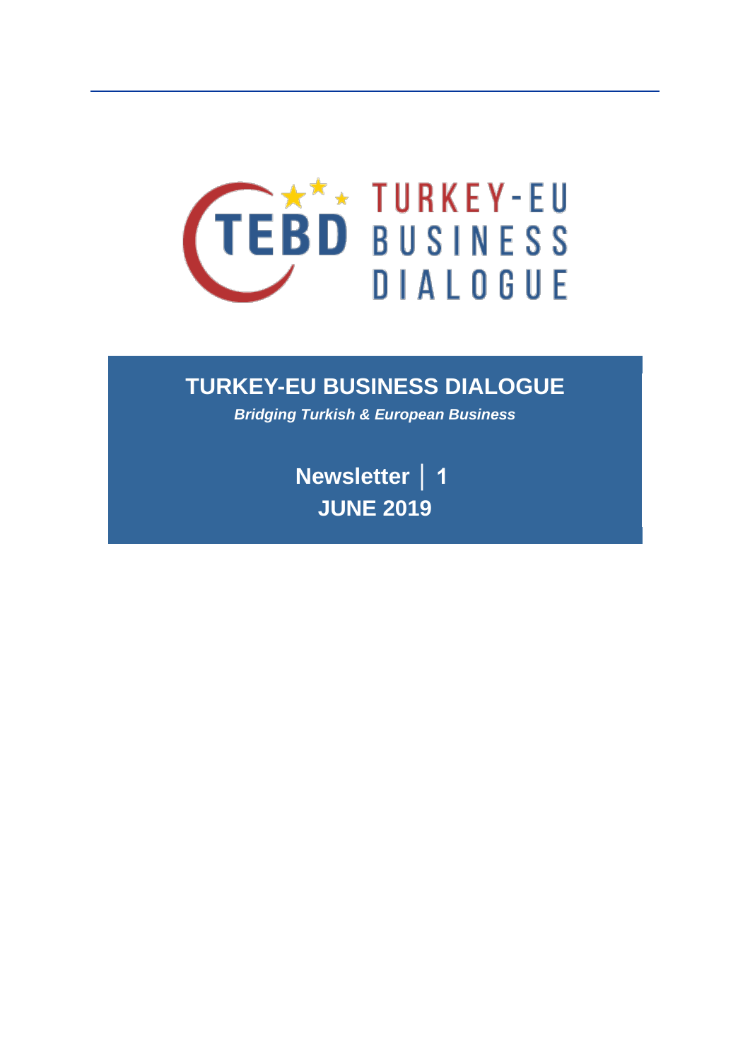TEBD TURKEY-EU BUSINESS DIALOGUE

# TURKEY-EU BUSINESS DIALOGUE

***Bridging Turkish & European Business***

**Newsletter │ 1**

**JUNE 2019**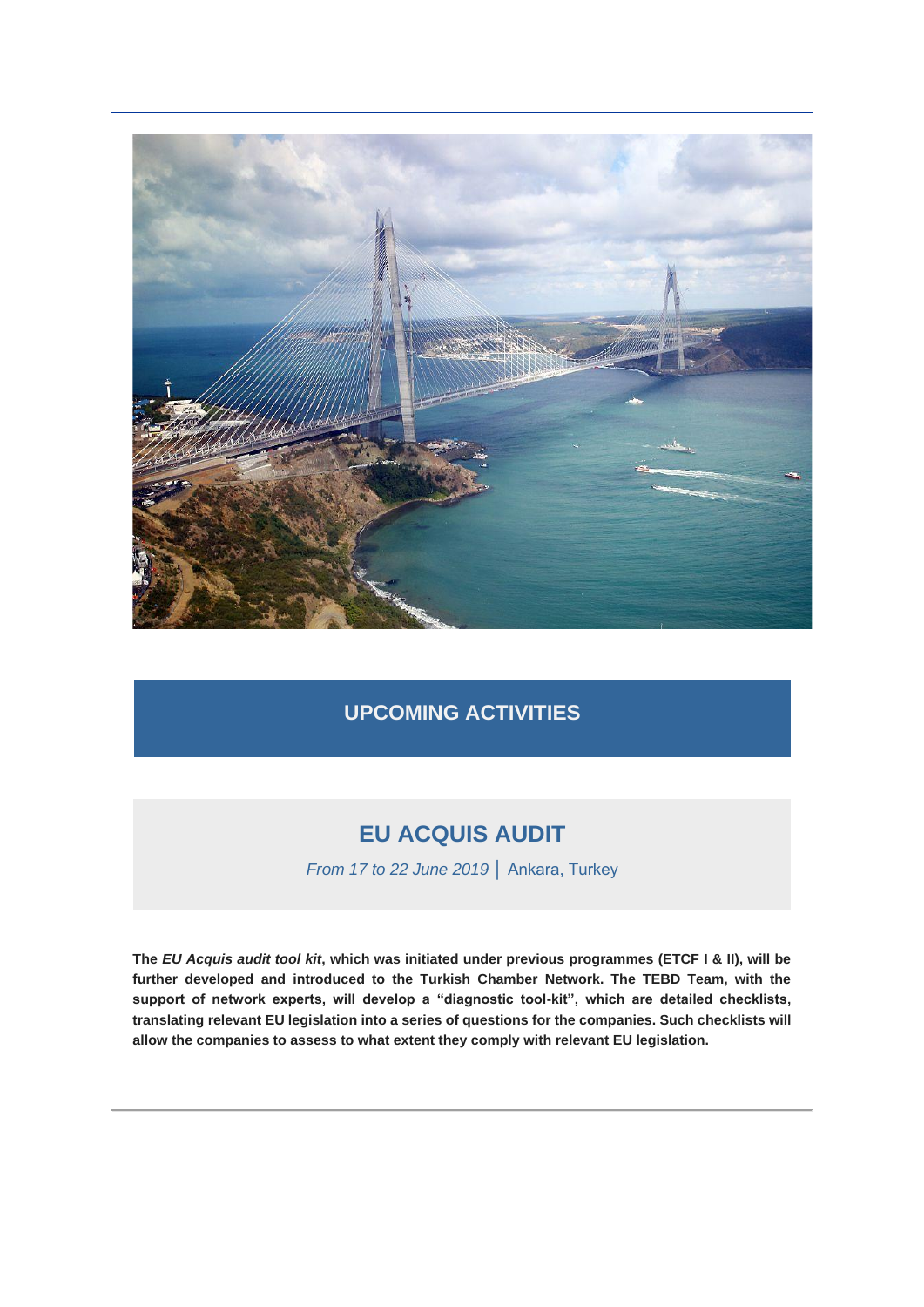## UPCOMING ACTIVITIES

### EU ACQUIS AUDIT

*From 17 to 22 June 2019* | Ankara, Turkey

**The *EU Acquis audit tool kit*, which was initiated under previous programmes (ETCF I & II), will be further developed and introduced to the Turkish Chamber Network. The TEBD Team, with the support of network experts, will develop a "diagnostic tool-kit", which are detailed checklists, translating relevant EU legislation into a series of questions for the companies. Such checklists will allow the companies to assess to what extent they comply with relevant EU legislation.**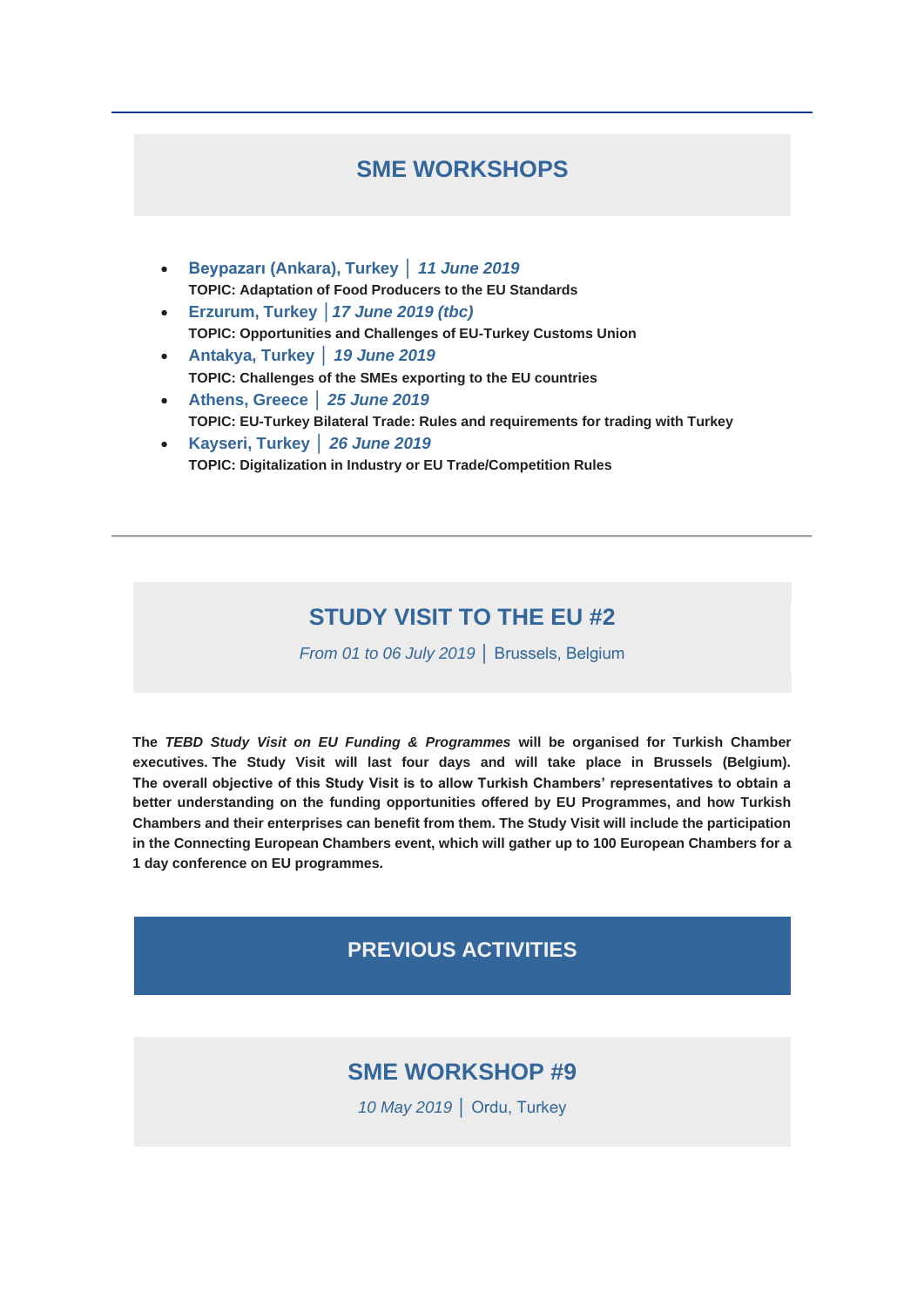## SME WORKSHOPS

- **Beypazarı (Ankara), Turkey │ *11 June 2019***
  **TOPIC: Adaptation of Food Producers to the EU Standards**
- **Erzurum, Turkey │*17 June 2019 (tbc)***
  **TOPIC: Opportunities and Challenges of EU-Turkey Customs Union**
- **Antakya, Turkey │ *19 June 2019***
  **TOPIC: Challenges of the SMEs exporting to the EU countries**
- **Athens, Greece │ *25 June 2019***
  **TOPIC: EU-Turkey Bilateral Trade: Rules and requirements for trading with Turkey**
- **Kayseri, Turkey │ *26 June 2019***
  **TOPIC: Digitalization in Industry or EU Trade/Competition Rules**

---

## STUDY VISIT TO THE EU #2

*From 01 to 06 July 2019* │ Brussels, Belgium

**The *TEBD Study Visit on EU Funding & Programmes* will be organised for Turkish Chamber executives. The Study Visit will last four days and will take place in Brussels (Belgium). The overall objective of this Study Visit is to allow Turkish Chambers' representatives to obtain a better understanding on the funding opportunities offered by EU Programmes, and how Turkish Chambers and their enterprises can benefit from them. The Study Visit will include the participation in the Connecting European Chambers event, which will gather up to 100 European Chambers for a 1 day conference on EU programmes.**

## PREVIOUS ACTIVITIES

## SME WORKSHOP #9

*10 May 2019* │ Ordu, Turkey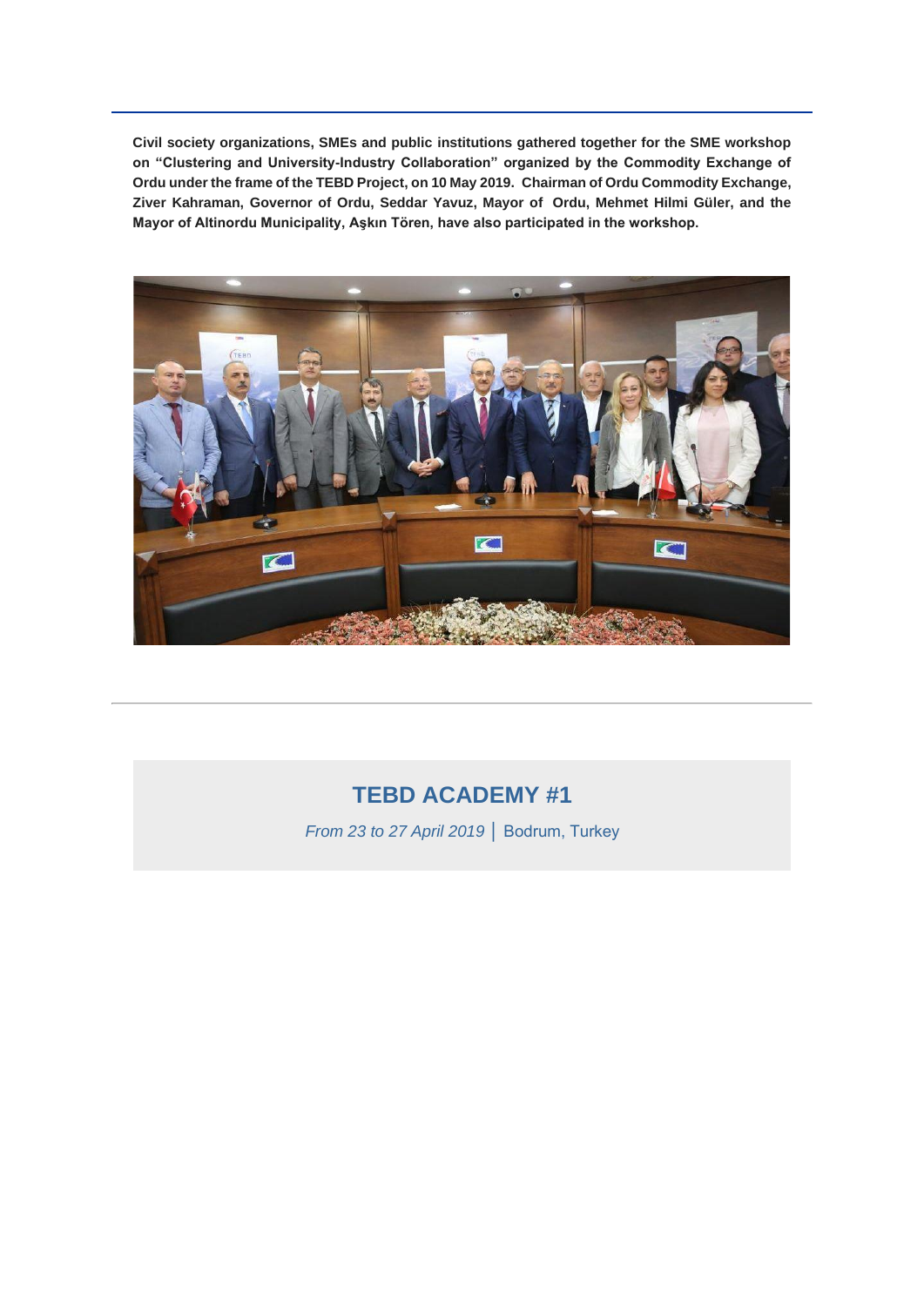**Civil society organizations, SMEs and public institutions gathered together for the SME workshop on "Clustering and University-Industry Collaboration" organized by the Commodity Exchange of Ordu under the frame of the TEBD Project, on 10 May 2019. Chairman of Ordu Commodity Exchange, Ziver Kahraman, Governor of Ordu, Seddar Yavuz, Mayor of Ordu, Mehmet Hilmi Güler, and the Mayor of Altinordu Municipality, Aşkın Tören, have also participated in the workshop.**

---

## TEBD ACADEMY #1

*From 23 to 27 April 2019* │ Bodrum, Turkey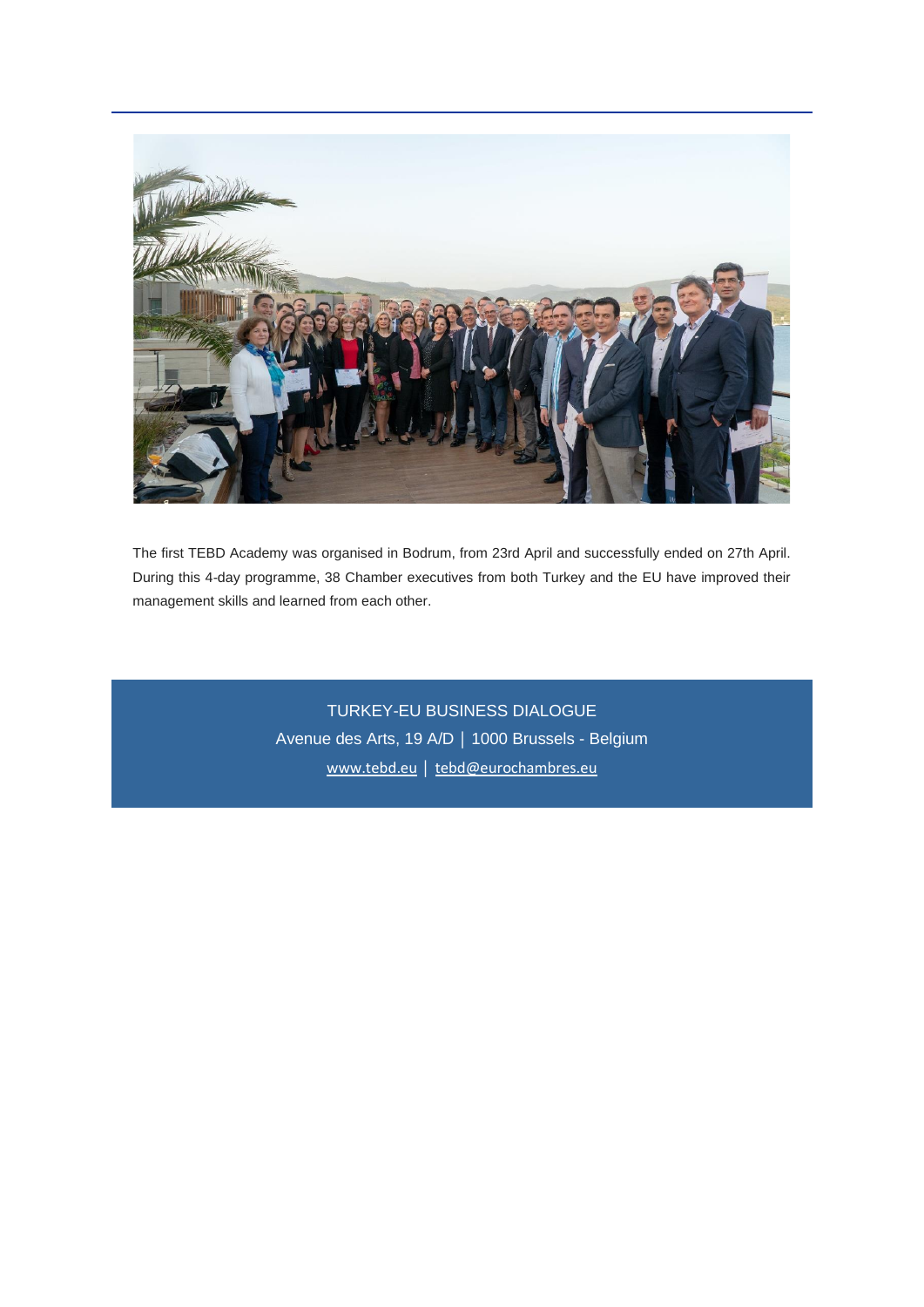The first TEBD Academy was organised in Bodrum, from 23rd April and successfully ended on 27th April. During this 4-day programme, 38 Chamber executives from both Turkey and the EU have improved their management skills and learned from each other.

TURKEY-EU BUSINESS DIALOGUE
Avenue des Arts, 19 A/D | 1000 Brussels - Belgium
www.tebd.eu | tebd@eurochambres.eu